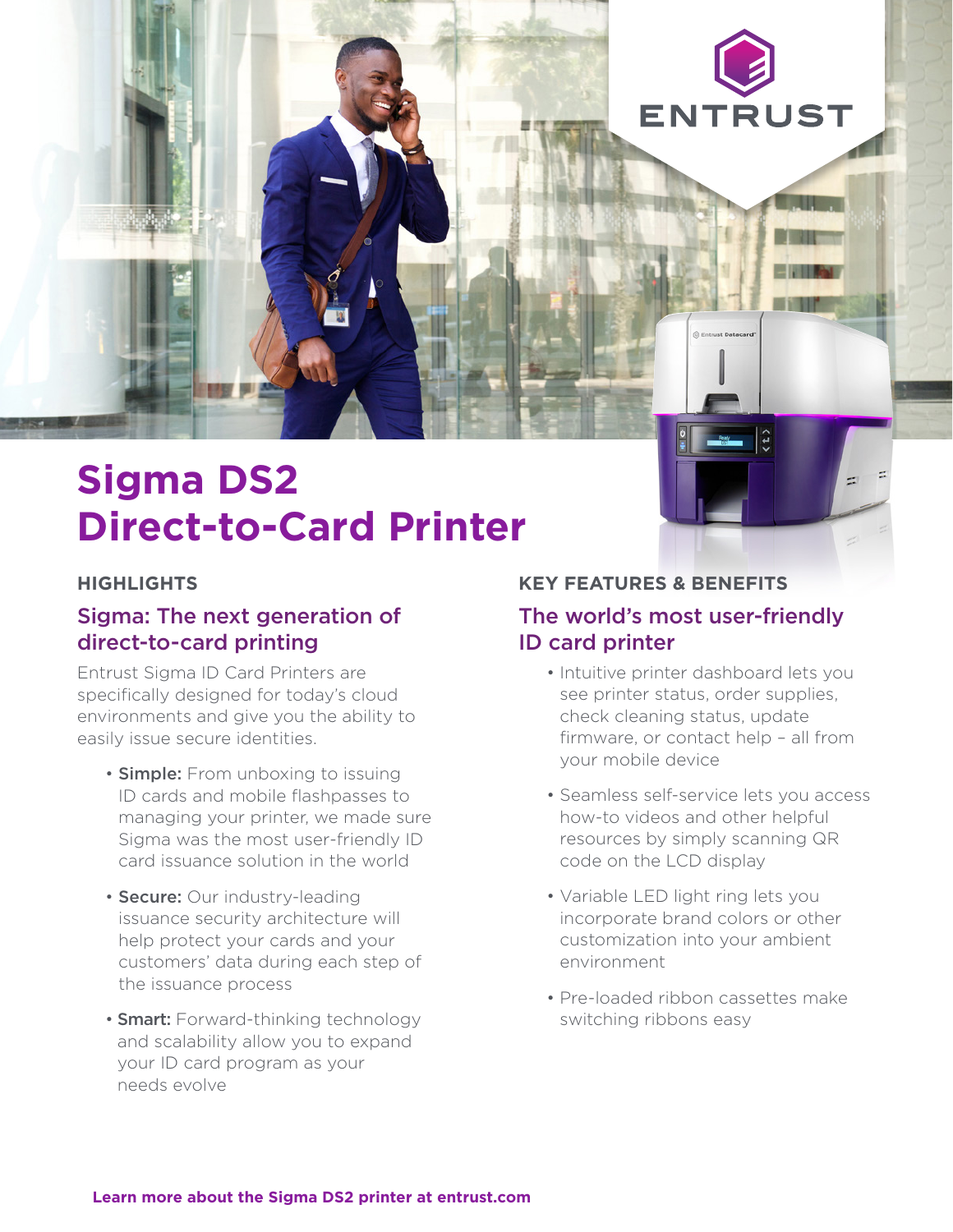ENTRUST

# Sigma DS2 Direct-to-Card Printer

## HIGHLIGHTS

### Sigma: The next generation of direct-to-card printing

Entrust Sigma ID Card Printers are specifically designed for today's cloud environments and give you the ability to easily issue secure identities.

- **Simple:** From unboxing to issuing ID cards and mobile flashpasses to managing your printer, we made sure Sigma was the most user-friendly ID card issuance solution in the world
- **Secure:** Our industry-leading issuance security architecture will help protect your cards and your customers' data during each step of the issuance process
- **Smart:** Forward-thinking technology and scalability allow you to expand your ID card program as your needs evolve

## KEY FEATURES & BENEFITS

### The world's most user-friendly ID card printer

- Intuitive printer dashboard lets you see printer status, order supplies, check cleaning status, update firmware, or contact help – all from your mobile device
- Seamless self-service lets you access how-to videos and other helpful resources by simply scanning QR code on the LCD display
- Variable LED light ring lets you incorporate brand colors or other customization into your ambient environment
- Pre-loaded ribbon cassettes make switching ribbons easy

**Learn more about the Sigma DS2 printer at entrust.com**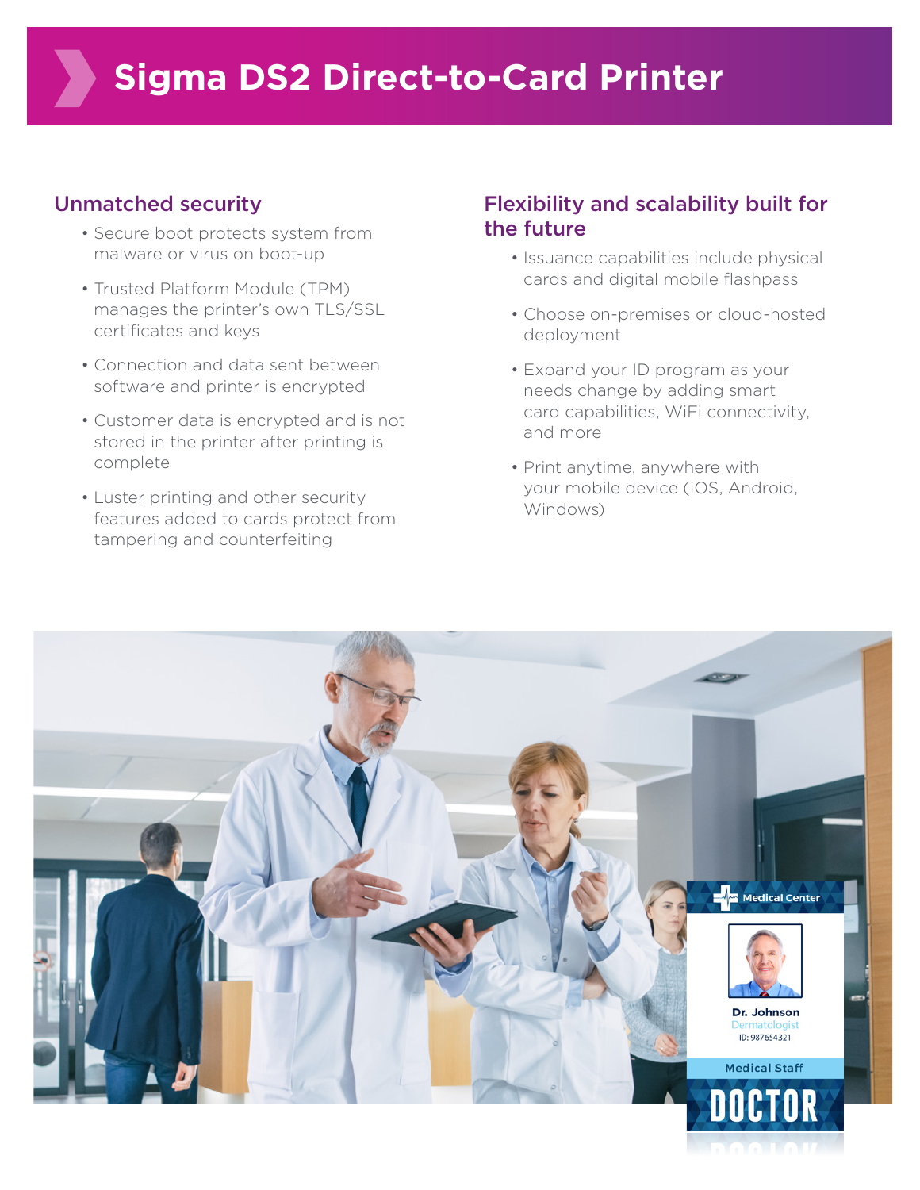# Sigma DS2 Direct-to-Card Printer

## Unmatched security

- Secure boot protects system from malware or virus on boot-up
- Trusted Platform Module (TPM) manages the printer's own TLS/SSL certificates and keys
- Connection and data sent between software and printer is encrypted
- Customer data is encrypted and is not stored in the printer after printing is complete
- Luster printing and other security features added to cards protect from tampering and counterfeiting

## Flexibility and scalability built for the future

- Issuance capabilities include physical cards and digital mobile flashpass
- Choose on-premises or cloud-hosted deployment
- Expand your ID program as your needs change by adding smart card capabilities, WiFi connectivity, and more
- Print anytime, anywhere with your mobile device (iOS, Android, Windows)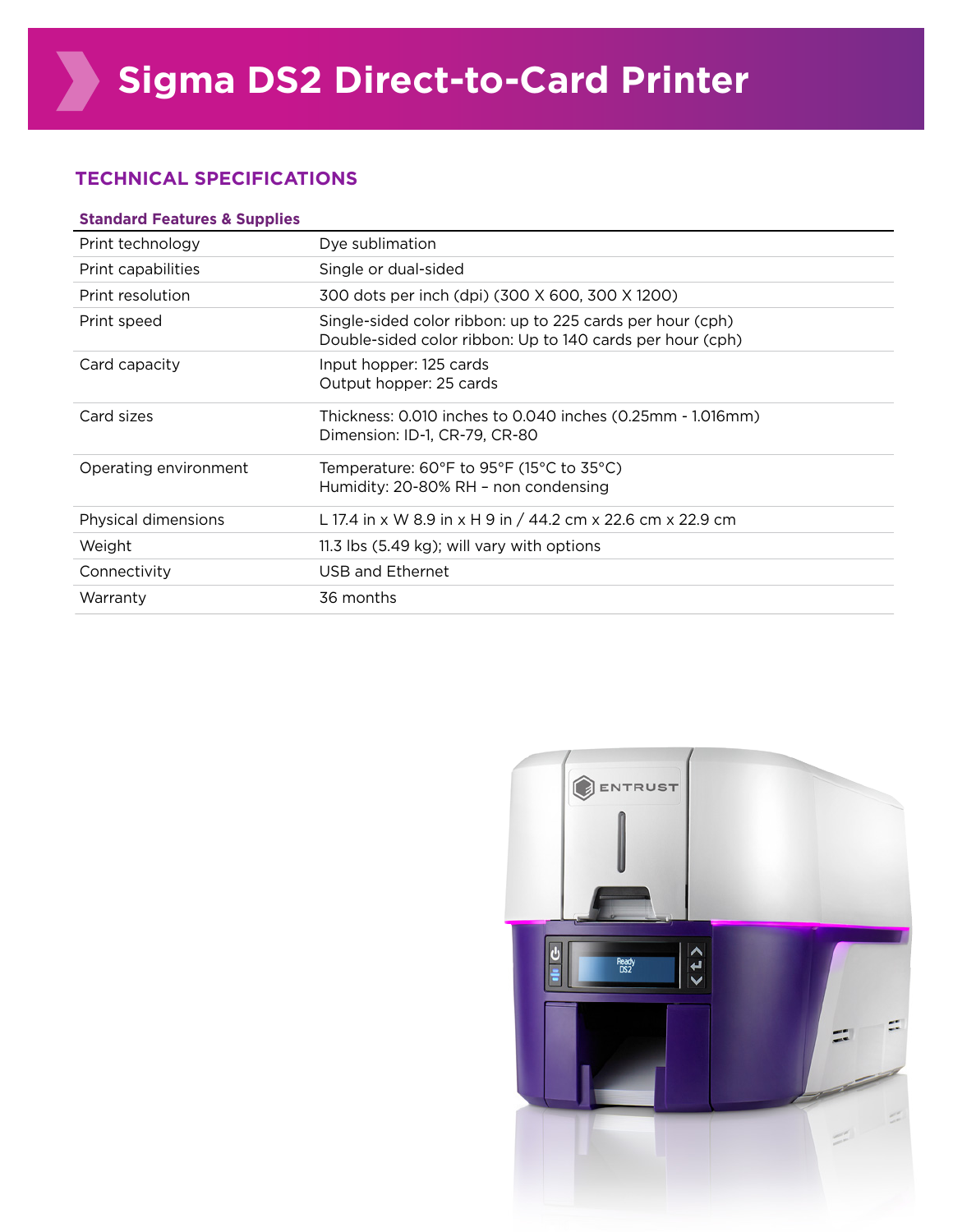# Sigma DS2 Direct-to-Card Printer

## TECHNICAL SPECIFICATIONS

### Standard Features & Supplies

| | |
|---|---|
| Print technology | Dye sublimation |
| Print capabilities | Single or dual-sided |
| Print resolution | 300 dots per inch (dpi) (300 X 600, 300 X 1200) |
| Print speed | Single-sided color ribbon: up to 225 cards per hour (cph)<br>Double-sided color ribbon: Up to 140 cards per hour (cph) |
| Card capacity | Input hopper: 125 cards<br>Output hopper: 25 cards |
| Card sizes | Thickness: 0.010 inches to 0.040 inches (0.25mm - 1.016mm)<br>Dimension: ID-1, CR-79, CR-80 |
| Operating environment | Temperature: 60°F to 95°F (15°C to 35°C)<br>Humidity: 20-80% RH – non condensing |
| Physical dimensions | L 17.4 in x W 8.9 in x H 9 in / 44.2 cm x 22.6 cm x 22.9 cm |
| Weight | 11.3 lbs (5.49 kg); will vary with options |
| Connectivity | USB and Ethernet |
| Warranty | 36 months |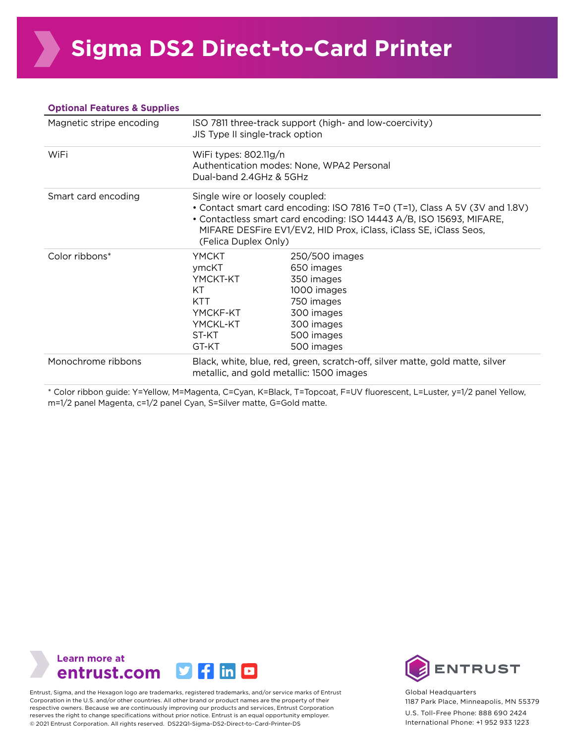# Sigma DS2 Direct-to-Card Printer

## Optional Features & Supplies

| | | |
|---|---|---|
| Magnetic stripe encoding | ISO 7811 three-track support (high- and low-coercivity)<br>JIS Type II single-track option | |
| WiFi | WiFi types: 802.11g/n<br>Authentication modes: None, WPA2 Personal<br>Dual-band 2.4GHz & 5GHz | |
| Smart card encoding | Single wire or loosely coupled:<br>• Contact smart card encoding: ISO 7816 T=0 (T=1), Class A 5V (3V and 1.8V)<br>• Contactless smart card encoding: ISO 14443 A/B, ISO 15693, MIFARE, MIFARE DESFire EV1/EV2, HID Prox, iClass, iClass SE, iClass Seos, (Felica Duplex Only) | |
| Color ribbons* | YMCKT | 250/500 images |
| | ymcKT | 650 images |
| | YMCKT-KT | 350 images |
| | KT | 1000 images |
| | KTT | 750 images |
| | YMCKF-KT | 300 images |
| | YMCKL-KT | 300 images |
| | ST-KT | 500 images |
| | GT-KT | 500 images |
| Monochrome ribbons | Black, white, blue, red, green, scratch-off, silver matte, gold matte, silver metallic, and gold metallic: 1500 images | |

* Color ribbon guide: Y=Yellow, M=Magenta, C=Cyan, K=Black, T=Topcoat, F=UV fluorescent, L=Luster, y=1/2 panel Yellow, m=1/2 panel Magenta, c=1/2 panel Cyan, S=Silver matte, G=Gold matte.

Learn more at
**entrust.com**

Entrust, Sigma, and the Hexagon logo are trademarks, registered trademarks, and/or service marks of Entrust Corporation in the U.S. and/or other countries. All other brand or product names are the property of their respective owners. Because we are continuously improving our products and services, Entrust Corporation reserves the right to change specifications without prior notice. Entrust is an equal opportunity employer. © 2021 Entrust Corporation. All rights reserved. DS22Q1-Sigma-DS2-Direct-to-Card-Printer-DS

ENTRUST

Global Headquarters
1187 Park Place, Minneapolis, MN 55379
U.S. Toll-Free Phone: 888 690 2424
International Phone: +1 952 933 1223